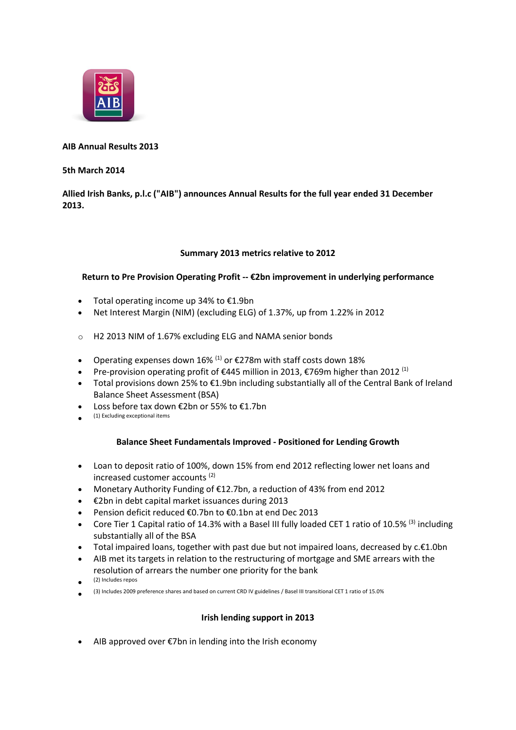**AIB Annual Results 2013**

**5th March 2014**

**Allied Irish Banks, p.l.c ("AIB") announces Annual Results for the full year ended 31 December 2013.**

## Summary 2013 metrics relative to 2012

### Return to Pre Provision Operating Profit -- €2bn improvement in underlying performance

- Total operating income up 34% to €1.9bn
- Net Interest Margin (NIM) (excluding ELG) of 1.37%, up from 1.22% in 2012
  - H2 2013 NIM of 1.67% excluding ELG and NAMA senior bonds
- Operating expenses down 16% (1) or €278m with staff costs down 18%
- Pre-provision operating profit of €445 million in 2013, €769m higher than 2012 (1)
- Total provisions down 25% to €1.9bn including substantially all of the Central Bank of Ireland Balance Sheet Assessment (BSA)
- Loss before tax down €2bn or 55% to €1.7bn
- (1) Excluding exceptional items

### Balance Sheet Fundamentals Improved - Positioned for Lending Growth

- Loan to deposit ratio of 100%, down 15% from end 2012 reflecting lower net loans and increased customer accounts (2)
- Monetary Authority Funding of €12.7bn, a reduction of 43% from end 2012
- €2bn in debt capital market issuances during 2013
- Pension deficit reduced €0.7bn to €0.1bn at end Dec 2013
- Core Tier 1 Capital ratio of 14.3% with a Basel III fully loaded CET 1 ratio of 10.5% (3) including substantially all of the BSA
- Total impaired loans, together with past due but not impaired loans, decreased by c.€1.0bn
- AIB met its targets in relation to the restructuring of mortgage and SME arrears with the resolution of arrears the number one priority for the bank
- (2) Includes repos
- (3) Includes 2009 preference shares and based on current CRD IV guidelines / Basel III transitional CET 1 ratio of 15.0%

### Irish lending support in 2013

- AIB approved over €7bn in lending into the Irish economy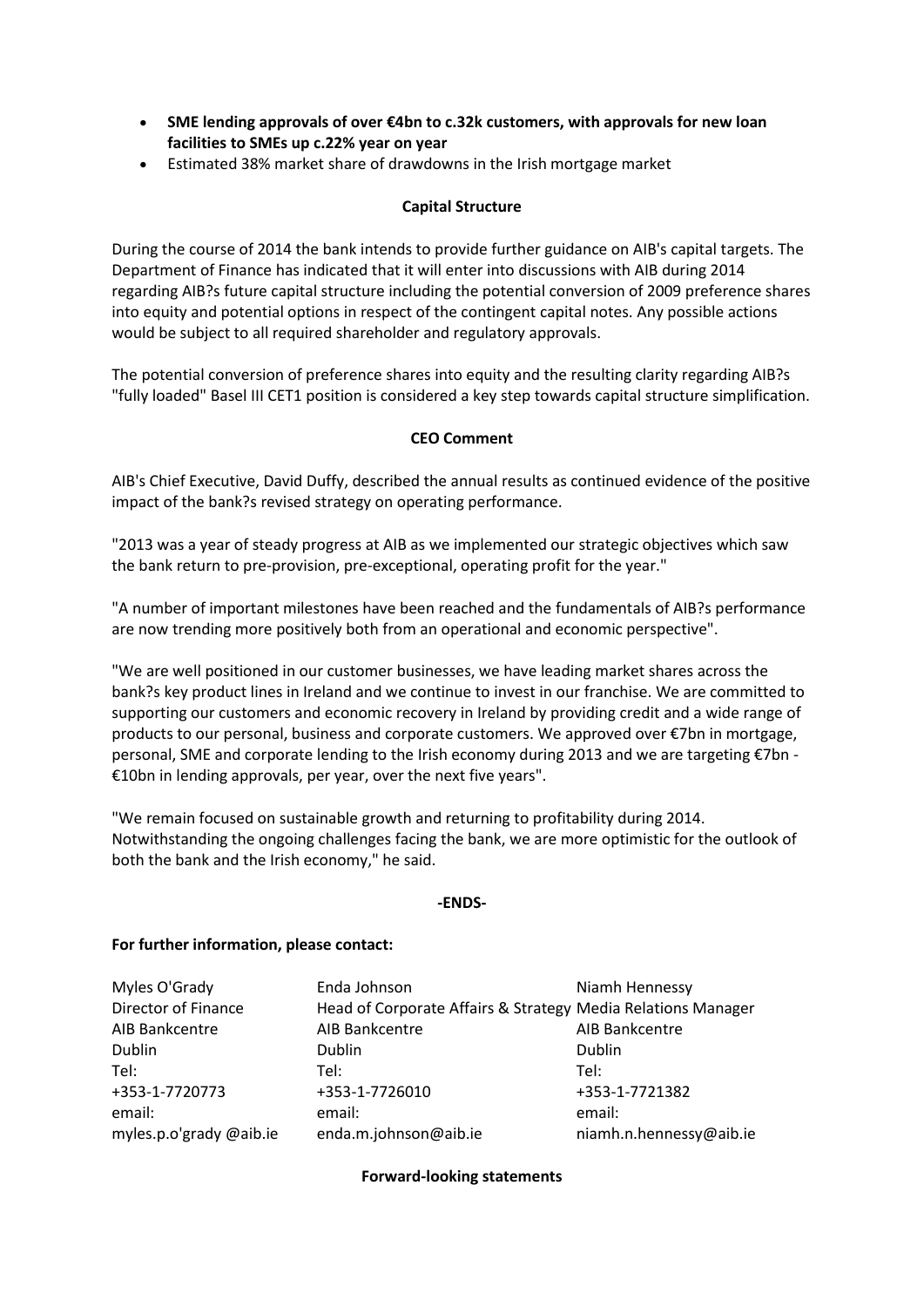- **SME lending approvals of over €4bn to c.32k customers, with approvals for new loan facilities to SMEs up c.22% year on year**
- Estimated 38% market share of drawdowns in the Irish mortgage market

**Capital Structure**

During the course of 2014 the bank intends to provide further guidance on AIB's capital targets. The Department of Finance has indicated that it will enter into discussions with AIB during 2014 regarding AIB?s future capital structure including the potential conversion of 2009 preference shares into equity and potential options in respect of the contingent capital notes. Any possible actions would be subject to all required shareholder and regulatory approvals.

The potential conversion of preference shares into equity and the resulting clarity regarding AIB?s "fully loaded" Basel III CET1 position is considered a key step towards capital structure simplification.

**CEO Comment**

AIB's Chief Executive, David Duffy, described the annual results as continued evidence of the positive impact of the bank?s revised strategy on operating performance.

"2013 was a year of steady progress at AIB as we implemented our strategic objectives which saw the bank return to pre-provision, pre-exceptional, operating profit for the year."

"A number of important milestones have been reached and the fundamentals of AIB?s performance are now trending more positively both from an operational and economic perspective".

"We are well positioned in our customer businesses, we have leading market shares across the bank?s key product lines in Ireland and we continue to invest in our franchise. We are committed to supporting our customers and economic recovery in Ireland by providing credit and a wide range of products to our personal, business and corporate customers. We approved over €7bn in mortgage, personal, SME and corporate lending to the Irish economy during 2013 and we are targeting €7bn - €10bn in lending approvals, per year, over the next five years".

"We remain focused on sustainable growth and returning to profitability during 2014. Notwithstanding the ongoing challenges facing the bank, we are more optimistic for the outlook of both the bank and the Irish economy," he said.

**-ENDS-**

**For further information, please contact:**

| Myles O'Grady | Enda Johnson | Niamh Hennessy |
|---|---|---|
| Director of Finance | Head of Corporate Affairs & Strategy | Media Relations Manager |
| AIB Bankcentre | AIB Bankcentre | AIB Bankcentre |
| Dublin | Dublin | Dublin |
| Tel: | Tel: | Tel: |
| +353-1-7720773 | +353-1-7726010 | +353-1-7721382 |
| email: | email: | email: |
| myles.p.o'grady @aib.ie | enda.m.johnson@aib.ie | niamh.n.hennessy@aib.ie |

**Forward-looking statements**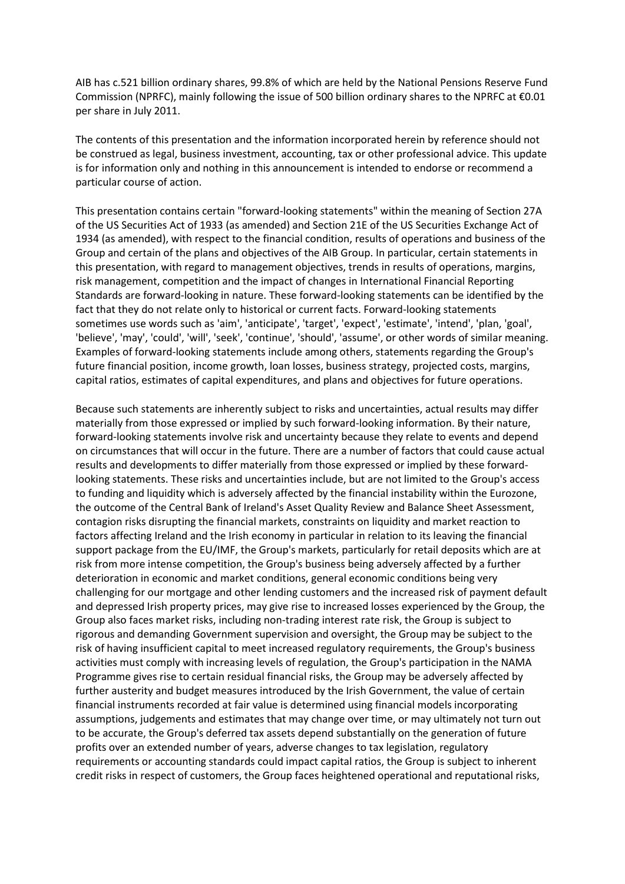AIB has c.521 billion ordinary shares, 99.8% of which are held by the National Pensions Reserve Fund Commission (NPRFC), mainly following the issue of 500 billion ordinary shares to the NPRFC at €0.01 per share in July 2011.

The contents of this presentation and the information incorporated herein by reference should not be construed as legal, business investment, accounting, tax or other professional advice. This update is for information only and nothing in this announcement is intended to endorse or recommend a particular course of action.

This presentation contains certain "forward-looking statements" within the meaning of Section 27A of the US Securities Act of 1933 (as amended) and Section 21E of the US Securities Exchange Act of 1934 (as amended), with respect to the financial condition, results of operations and business of the Group and certain of the plans and objectives of the AIB Group. In particular, certain statements in this presentation, with regard to management objectives, trends in results of operations, margins, risk management, competition and the impact of changes in International Financial Reporting Standards are forward-looking in nature. These forward-looking statements can be identified by the fact that they do not relate only to historical or current facts. Forward-looking statements sometimes use words such as 'aim', 'anticipate', 'target', 'expect', 'estimate', 'intend', 'plan, 'goal', 'believe', 'may', 'could', 'will', 'seek', 'continue', 'should', 'assume', or other words of similar meaning. Examples of forward-looking statements include among others, statements regarding the Group's future financial position, income growth, loan losses, business strategy, projected costs, margins, capital ratios, estimates of capital expenditures, and plans and objectives for future operations.

Because such statements are inherently subject to risks and uncertainties, actual results may differ materially from those expressed or implied by such forward-looking information. By their nature, forward-looking statements involve risk and uncertainty because they relate to events and depend on circumstances that will occur in the future. There are a number of factors that could cause actual results and developments to differ materially from those expressed or implied by these forward-looking statements. These risks and uncertainties include, but are not limited to the Group's access to funding and liquidity which is adversely affected by the financial instability within the Eurozone, the outcome of the Central Bank of Ireland's Asset Quality Review and Balance Sheet Assessment, contagion risks disrupting the financial markets, constraints on liquidity and market reaction to factors affecting Ireland and the Irish economy in particular in relation to its leaving the financial support package from the EU/IMF, the Group's markets, particularly for retail deposits which are at risk from more intense competition, the Group's business being adversely affected by a further deterioration in economic and market conditions, general economic conditions being very challenging for our mortgage and other lending customers and the increased risk of payment default and depressed Irish property prices, may give rise to increased losses experienced by the Group, the Group also faces market risks, including non-trading interest rate risk, the Group is subject to rigorous and demanding Government supervision and oversight, the Group may be subject to the risk of having insufficient capital to meet increased regulatory requirements, the Group's business activities must comply with increasing levels of regulation, the Group's participation in the NAMA Programme gives rise to certain residual financial risks, the Group may be adversely affected by further austerity and budget measures introduced by the Irish Government, the value of certain financial instruments recorded at fair value is determined using financial models incorporating assumptions, judgements and estimates that may change over time, or may ultimately not turn out to be accurate, the Group's deferred tax assets depend substantially on the generation of future profits over an extended number of years, adverse changes to tax legislation, regulatory requirements or accounting standards could impact capital ratios, the Group is subject to inherent credit risks in respect of customers, the Group faces heightened operational and reputational risks,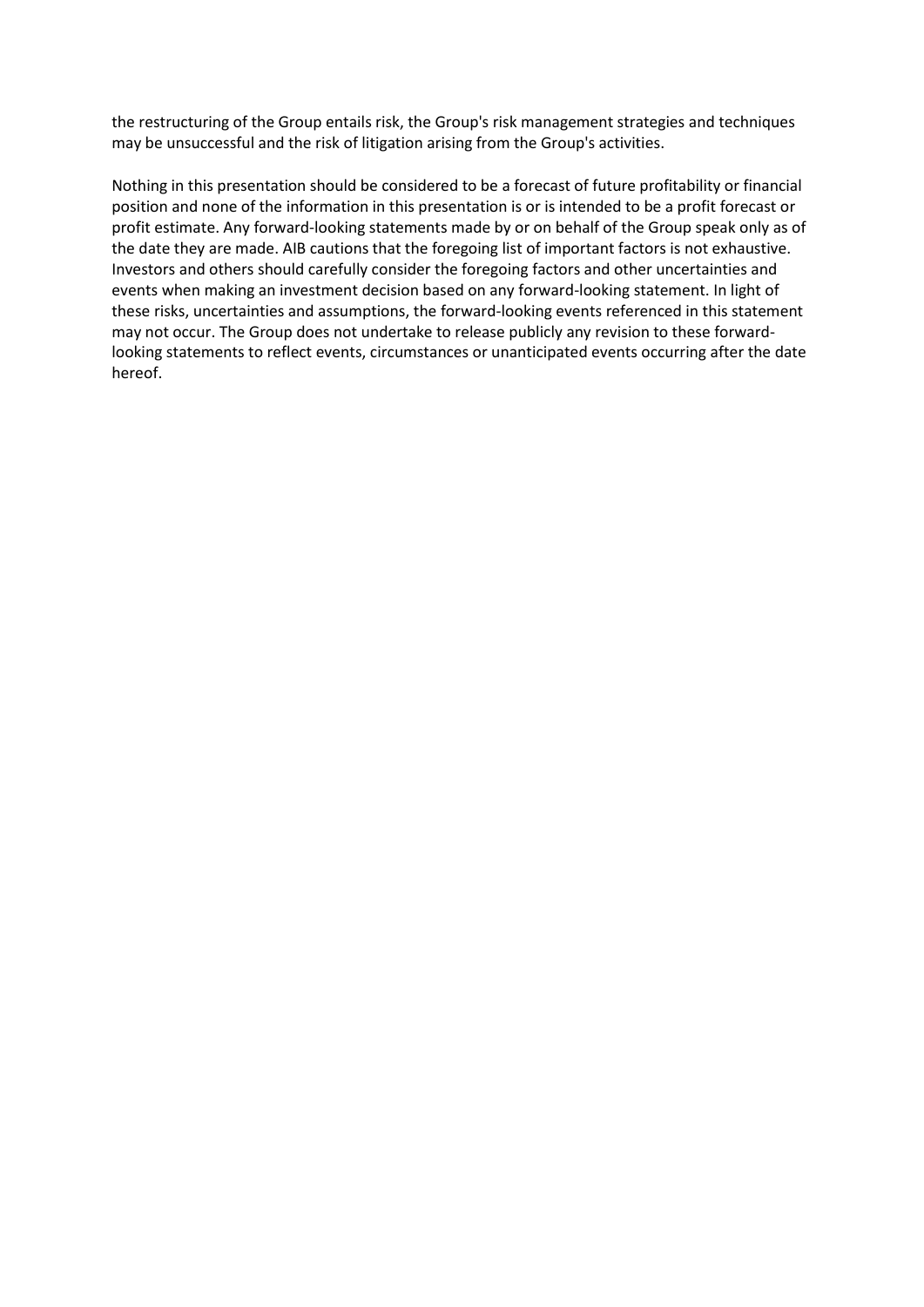the restructuring of the Group entails risk, the Group's risk management strategies and techniques may be unsuccessful and the risk of litigation arising from the Group's activities.

Nothing in this presentation should be considered to be a forecast of future profitability or financial position and none of the information in this presentation is or is intended to be a profit forecast or profit estimate. Any forward-looking statements made by or on behalf of the Group speak only as of the date they are made. AIB cautions that the foregoing list of important factors is not exhaustive. Investors and others should carefully consider the foregoing factors and other uncertainties and events when making an investment decision based on any forward-looking statement. In light of these risks, uncertainties and assumptions, the forward-looking events referenced in this statement may not occur. The Group does not undertake to release publicly any revision to these forward-looking statements to reflect events, circumstances or unanticipated events occurring after the date hereof.